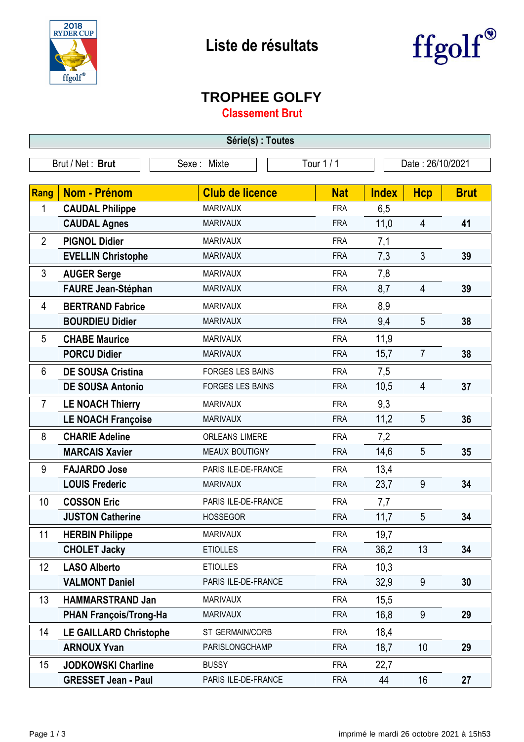# Liste de résultats

## TROPHEE GOLFY

### Classement Brut

| Série(s) : Toutes | | | |
|---|---|---|---|
| Brut / Net : **Brut** | Sexe : Mixte | Tour 1 / 1 | Date : 26/10/2021 |

| Rang | Nom - Prénom | Club de licence | Nat | Index | Hcp | Brut |
|---|---|---|---|---|---|---|
| 1 | **CAUDAL Philippe** | MARIVAUX | FRA | 6,5 | | |
| | **CAUDAL Agnes** | MARIVAUX | FRA | 11,0 | 4 | **41** |
| 2 | **PIGNOL Didier** | MARIVAUX | FRA | 7,1 | | |
| | **EVELLIN Christophe** | MARIVAUX | FRA | 7,3 | 3 | **39** |
| 3 | **AUGER Serge** | MARIVAUX | FRA | 7,8 | | |
| | **FAURE Jean-Stéphan** | MARIVAUX | FRA | 8,7 | 4 | **39** |
| 4 | **BERTRAND Fabrice** | MARIVAUX | FRA | 8,9 | | |
| | **BOURDIEU Didier** | MARIVAUX | FRA | 9,4 | 5 | **38** |
| 5 | **CHABE Maurice** | MARIVAUX | FRA | 11,9 | | |
| | **PORCU Didier** | MARIVAUX | FRA | 15,7 | 7 | **38** |
| 6 | **DE SOUSA Cristina** | FORGES LES BAINS | FRA | 7,5 | | |
| | **DE SOUSA Antonio** | FORGES LES BAINS | FRA | 10,5 | 4 | **37** |
| 7 | **LE NOACH Thierry** | MARIVAUX | FRA | 9,3 | | |
| | **LE NOACH Françoise** | MARIVAUX | FRA | 11,2 | 5 | **36** |
| 8 | **CHARIE Adeline** | ORLEANS LIMERE | FRA | 7,2 | | |
| | **MARCAIS Xavier** | MEAUX BOUTIGNY | FRA | 14,6 | 5 | **35** |
| 9 | **FAJARDO Jose** | PARIS ILE-DE-FRANCE | FRA | 13,4 | | |
| | **LOUIS Frederic** | MARIVAUX | FRA | 23,7 | 9 | **34** |
| 10 | **COSSON Eric** | PARIS ILE-DE-FRANCE | FRA | 7,7 | | |
| | **JUSTON Catherine** | HOSSEGOR | FRA | 11,7 | 5 | **34** |
| 11 | **HERBIN Philippe** | MARIVAUX | FRA | 19,7 | | |
| | **CHOLET Jacky** | ETIOLLES | FRA | 36,2 | 13 | **34** |
| 12 | **LASO Alberto** | ETIOLLES | FRA | 10,3 | | |
| | **VALMONT Daniel** | PARIS ILE-DE-FRANCE | FRA | 32,9 | 9 | **30** |
| 13 | **HAMMARSTRAND Jan** | MARIVAUX | FRA | 15,5 | | |
| | **PHAN François/Trong-Ha** | MARIVAUX | FRA | 16,8 | 9 | **29** |
| 14 | **LE GAILLARD Christophe** | ST GERMAIN/CORB | FRA | 18,4 | | |
| | **ARNOUX Yvan** | PARISLONGCHAMP | FRA | 18,7 | 10 | **29** |
| 15 | **JODKOWSKI Charline** | BUSSY | FRA | 22,7 | | |
| | **GRESSET Jean - Paul** | PARIS ILE-DE-FRANCE | FRA | 44 | 16 | **27** |

imprimé le mardi 26 octobre 2021 à 15h53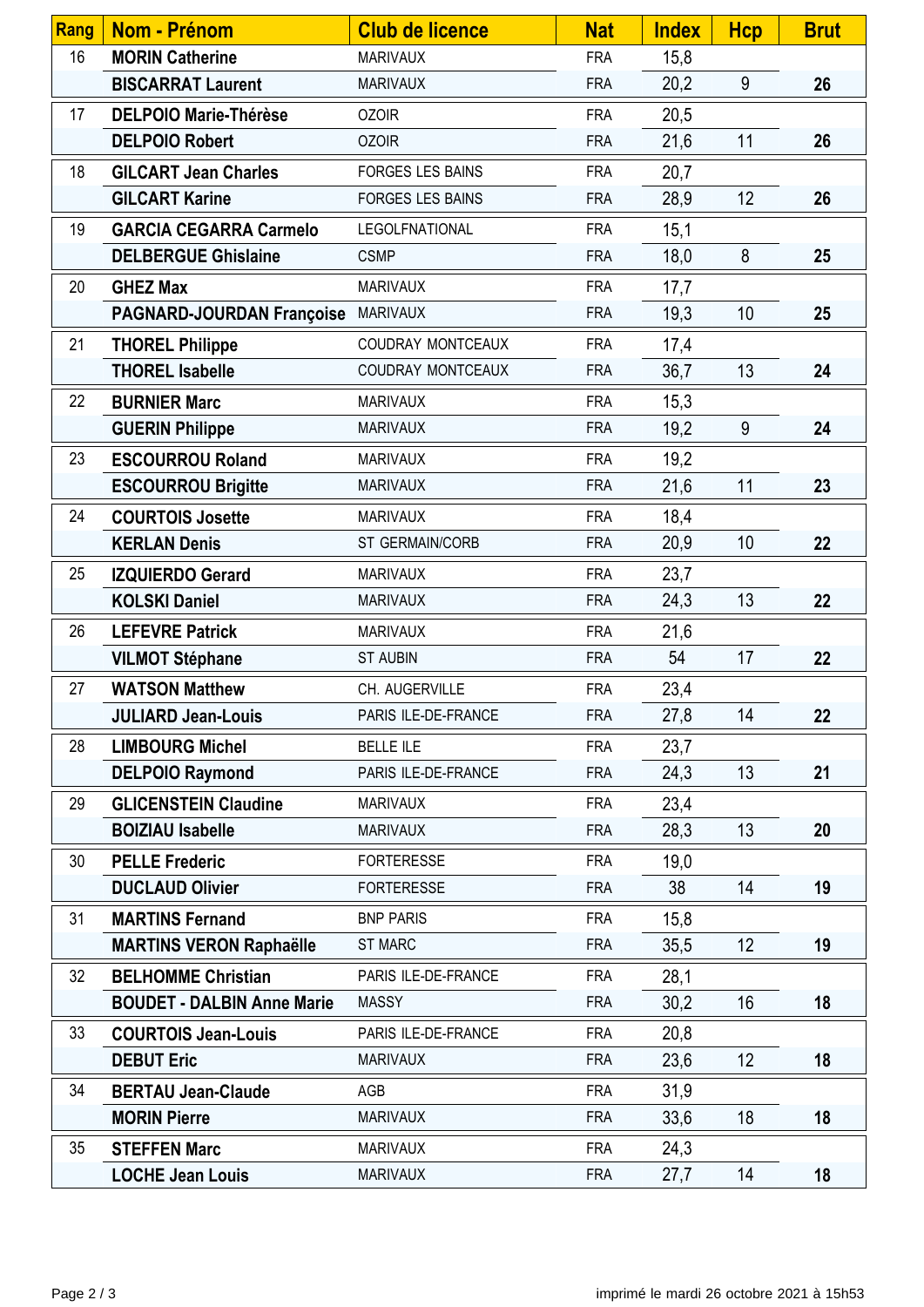| Rang | Nom - Prénom | Club de licence | Nat | Index | Hcp | Brut |
|---|---|---|---|---|---|---|
| 16 | **MORIN Catherine** | MARIVAUX | FRA | 15,8 | | |
| | **BISCARRAT Laurent** | MARIVAUX | FRA | 20,2 | 9 | **26** |
| 17 | **DELPOIO Marie-Thérèse** | OZOIR | FRA | 20,5 | | |
| | **DELPOIO Robert** | OZOIR | FRA | 21,6 | 11 | **26** |
| 18 | **GILCART Jean Charles** | FORGES LES BAINS | FRA | 20,7 | | |
| | **GILCART Karine** | FORGES LES BAINS | FRA | 28,9 | 12 | **26** |
| 19 | **GARCIA CEGARRA Carmelo** | LEGOLFNATIONAL | FRA | 15,1 | | |
| | **DELBERGUE Ghislaine** | CSMP | FRA | 18,0 | 8 | **25** |
| 20 | **GHEZ Max** | MARIVAUX | FRA | 17,7 | | |
| | **PAGNARD-JOURDAN Françoise** | MARIVAUX | FRA | 19,3 | 10 | **25** |
| 21 | **THOREL Philippe** | COUDRAY MONTCEAUX | FRA | 17,4 | | |
| | **THOREL Isabelle** | COUDRAY MONTCEAUX | FRA | 36,7 | 13 | **24** |
| 22 | **BURNIER Marc** | MARIVAUX | FRA | 15,3 | | |
| | **GUERIN Philippe** | MARIVAUX | FRA | 19,2 | 9 | **24** |
| 23 | **ESCOURROU Roland** | MARIVAUX | FRA | 19,2 | | |
| | **ESCOURROU Brigitte** | MARIVAUX | FRA | 21,6 | 11 | **23** |
| 24 | **COURTOIS Josette** | MARIVAUX | FRA | 18,4 | | |
| | **KERLAN Denis** | ST GERMAIN/CORB | FRA | 20,9 | 10 | **22** |
| 25 | **IZQUIERDO Gerard** | MARIVAUX | FRA | 23,7 | | |
| | **KOLSKI Daniel** | MARIVAUX | FRA | 24,3 | 13 | **22** |
| 26 | **LEFEVRE Patrick** | MARIVAUX | FRA | 21,6 | | |
| | **VILMOT Stéphane** | ST AUBIN | FRA | 54 | 17 | **22** |
| 27 | **WATSON Matthew** | CH. AUGERVILLE | FRA | 23,4 | | |
| | **JULIARD Jean-Louis** | PARIS ILE-DE-FRANCE | FRA | 27,8 | 14 | **22** |
| 28 | **LIMBOURG Michel** | BELLE ILE | FRA | 23,7 | | |
| | **DELPOIO Raymond** | PARIS ILE-DE-FRANCE | FRA | 24,3 | 13 | **21** |
| 29 | **GLICENSTEIN Claudine** | MARIVAUX | FRA | 23,4 | | |
| | **BOIZIAU Isabelle** | MARIVAUX | FRA | 28,3 | 13 | **20** |
| 30 | **PELLE Frederic** | FORTERESSE | FRA | 19,0 | | |
| | **DUCLAUD Olivier** | FORTERESSE | FRA | 38 | 14 | **19** |
| 31 | **MARTINS Fernand** | BNP PARIS | FRA | 15,8 | | |
| | **MARTINS VERON Raphaëlle** | ST MARC | FRA | 35,5 | 12 | **19** |
| 32 | **BELHOMME Christian** | PARIS ILE-DE-FRANCE | FRA | 28,1 | | |
| | **BOUDET - DALBIN Anne Marie** | MASSY | FRA | 30,2 | 16 | **18** |
| 33 | **COURTOIS Jean-Louis** | PARIS ILE-DE-FRANCE | FRA | 20,8 | | |
| | **DEBUT Eric** | MARIVAUX | FRA | 23,6 | 12 | **18** |
| 34 | **BERTAU Jean-Claude** | AGB | FRA | 31,9 | | |
| | **MORIN Pierre** | MARIVAUX | FRA | 33,6 | 18 | **18** |
| 35 | **STEFFEN Marc** | MARIVAUX | FRA | 24,3 | | |
| | **LOCHE Jean Louis** | MARIVAUX | FRA | 27,7 | 14 | **18** |

imprimé le mardi 26 octobre 2021 à 15h53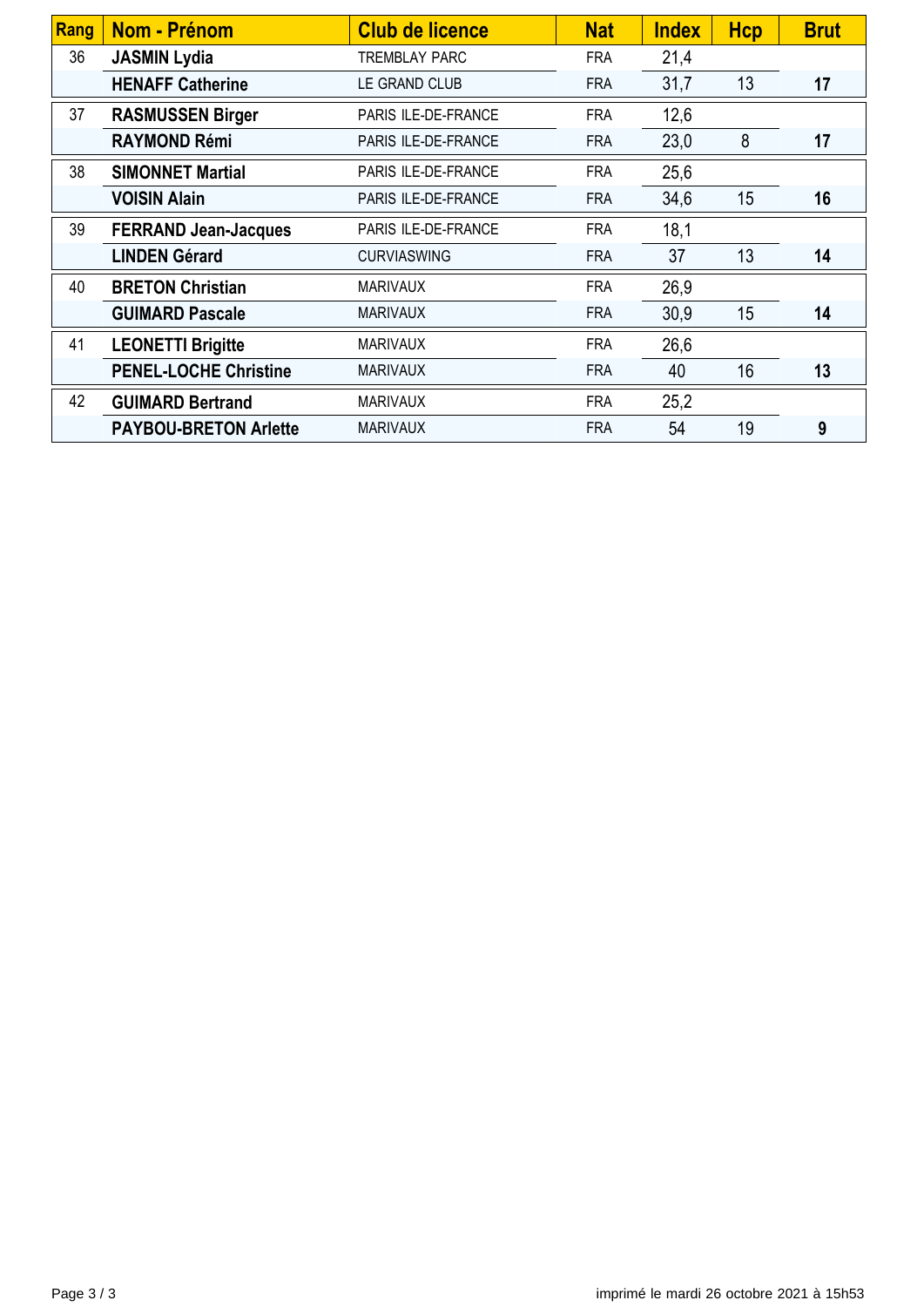| Rang | Nom - Prénom | Club de licence | Nat | Index | Hcp | Brut |
|---|---|---|---|---|---|---|
| 36 | **JASMIN Lydia** | TREMBLAY PARC | FRA | 21,4 | | |
| | **HENAFF Catherine** | LE GRAND CLUB | FRA | 31,7 | 13 | **17** |
| 37 | **RASMUSSEN Birger** | PARIS ILE-DE-FRANCE | FRA | 12,6 | | |
| | **RAYMOND Rémi** | PARIS ILE-DE-FRANCE | FRA | 23,0 | 8 | **17** |
| 38 | **SIMONNET Martial** | PARIS ILE-DE-FRANCE | FRA | 25,6 | | |
| | **VOISIN Alain** | PARIS ILE-DE-FRANCE | FRA | 34,6 | 15 | **16** |
| 39 | **FERRAND Jean-Jacques** | PARIS ILE-DE-FRANCE | FRA | 18,1 | | |
| | **LINDEN Gérard** | CURVIASWING | FRA | 37 | 13 | **14** |
| 40 | **BRETON Christian** | MARIVAUX | FRA | 26,9 | | |
| | **GUIMARD Pascale** | MARIVAUX | FRA | 30,9 | 15 | **14** |
| 41 | **LEONETTI Brigitte** | MARIVAUX | FRA | 26,6 | | |
| | **PENEL-LOCHE Christine** | MARIVAUX | FRA | 40 | 16 | **13** |
| 42 | **GUIMARD Bertrand** | MARIVAUX | FRA | 25,2 | | |
| | **PAYBOU-BRETON Arlette** | MARIVAUX | FRA | 54 | 19 | **9** |

imprimé le mardi 26 octobre 2021 à 15h53